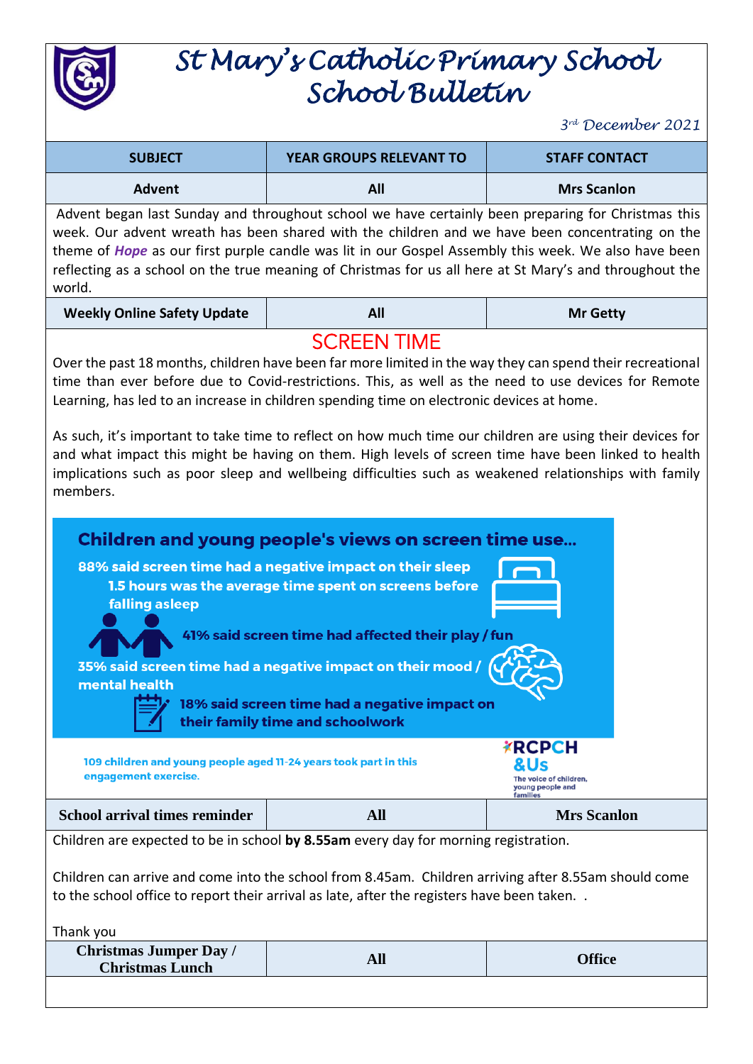# St Mary's Catholic Primary School
# School Bulletin

*3rd December 2021*

| SUBJECT | YEAR GROUPS RELEVANT TO | STAFF CONTACT |
|---|---|---|
| **Advent** | **All** | **Mrs Scanlon** |

Advent began last Sunday and throughout school we have certainly been preparing for Christmas this week. Our advent wreath has been shared with the children and we have been concentrating on the theme of ***Hope*** as our first purple candle was lit in our Gospel Assembly this week. We also have been reflecting as a school on the true meaning of Christmas for us all here at St Mary's and throughout the world.

| **Weekly Online Safety Update** | **All** | **Mr Getty** |
|---|---|---|

## SCREEN TIME

Over the past 18 months, children have been far more limited in the way they can spend their recreational time than ever before due to Covid-restrictions. This, as well as the need to use devices for Remote Learning, has led to an increase in children spending time on electronic devices at home.

As such, it's important to take time to reflect on how much time our children are using their devices for and what impact this might be having on them. High levels of screen time have been linked to health implications such as poor sleep and wellbeing difficulties such as weakened relationships with family members.

**Children and young people's views on screen time use...**

- **88% said screen time had a negative impact on their sleep**
  - **1.5 hours was the average time spent on screens before falling asleep**
- **41% said screen time had affected their play / fun**
- **35% said screen time had a negative impact on their mood / mental health**
- **18% said screen time had a negative impact on their family time and schoolwork**

109 children and young people aged 11-24 years took part in this engagement exercise.

RCPCH &Us – The voice of children, young people and families

| **School arrival times reminder** | **All** | **Mrs Scanlon** |
|---|---|---|

Children are expected to be in school **by 8.55am** every day for morning registration.

Children can arrive and come into the school from 8.45am. Children arriving after 8.55am should come to the school office to report their arrival as late, after the registers have been taken. .

Thank you

| **Christmas Jumper Day / Christmas Lunch** | **All** | **Office** |
|---|---|---|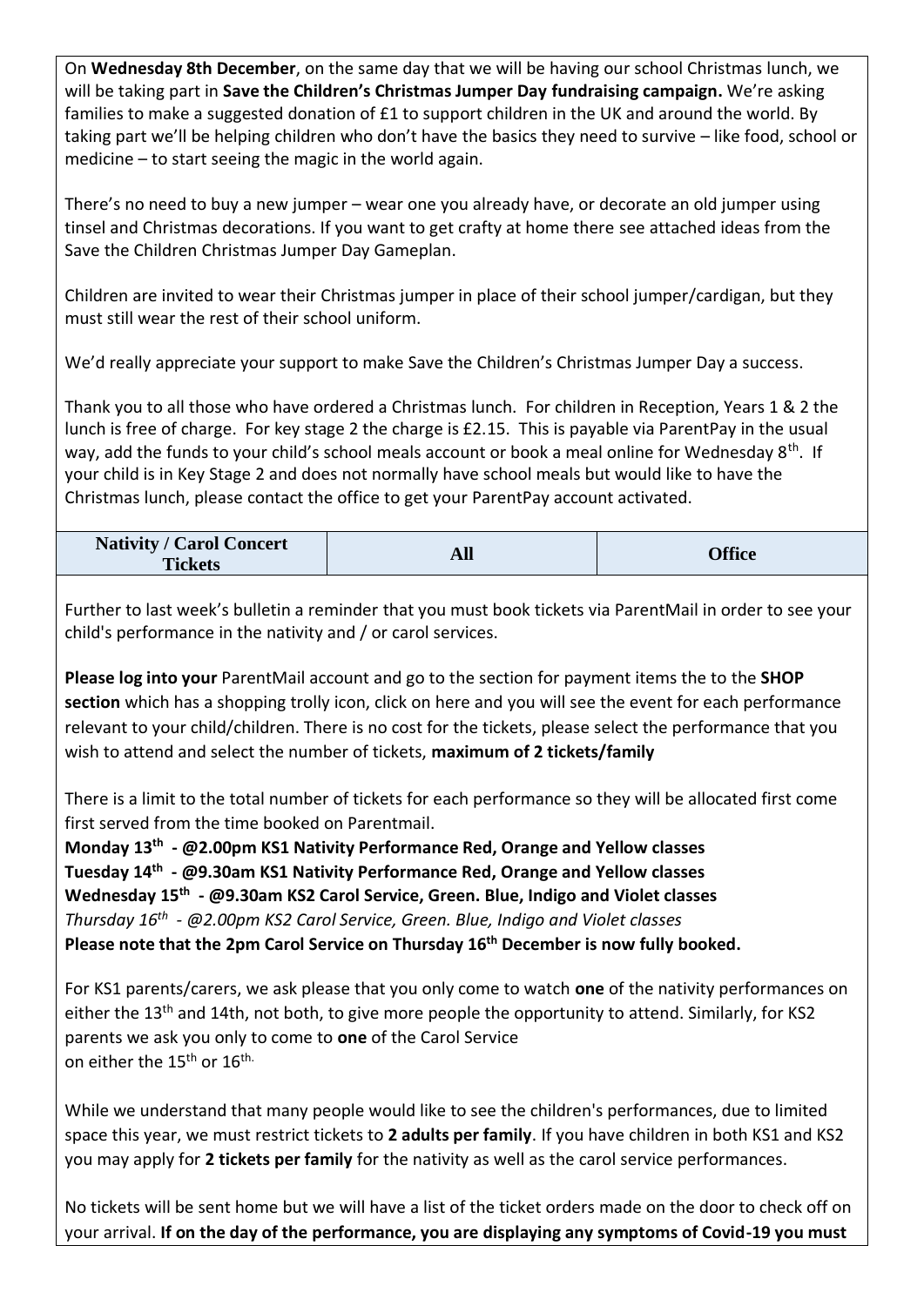On **Wednesday 8th December**, on the same day that we will be having our school Christmas lunch, we will be taking part in **Save the Children's Christmas Jumper Day fundraising campaign.** We're asking families to make a suggested donation of £1 to support children in the UK and around the world. By taking part we'll be helping children who don't have the basics they need to survive – like food, school or medicine – to start seeing the magic in the world again.

There's no need to buy a new jumper – wear one you already have, or decorate an old jumper using tinsel and Christmas decorations. If you want to get crafty at home there see attached ideas from the Save the Children Christmas Jumper Day Gameplan.

Children are invited to wear their Christmas jumper in place of their school jumper/cardigan, but they must still wear the rest of their school uniform.

We'd really appreciate your support to make Save the Children's Christmas Jumper Day a success.

Thank you to all those who have ordered a Christmas lunch. For children in Reception, Years 1 & 2 the lunch is free of charge. For key stage 2 the charge is £2.15. This is payable via ParentPay in the usual way, add the funds to your child's school meals account or book a meal online for Wednesday 8th. If your child is in Key Stage 2 and does not normally have school meals but would like to have the Christmas lunch, please contact the office to get your ParentPay account activated.

| Nativity / Carol Concert Tickets | All | Office |
|---|---|---|

Further to last week's bulletin a reminder that you must book tickets via ParentMail in order to see your child's performance in the nativity and / or carol services.

**Please log into your** ParentMail account and go to the section for payment items the to the **SHOP section** which has a shopping trolly icon, click on here and you will see the event for each performance relevant to your child/children. There is no cost for the tickets, please select the performance that you wish to attend and select the number of tickets, **maximum of 2 tickets/family**

There is a limit to the total number of tickets for each performance so they will be allocated first come first served from the time booked on Parentmail.

**Monday 13th - @2.00pm KS1 Nativity Performance Red, Orange and Yellow classes**
**Tuesday 14th - @9.30am KS1 Nativity Performance Red, Orange and Yellow classes**
**Wednesday 15th - @9.30am KS2 Carol Service, Green. Blue, Indigo and Violet classes**
*Thursday 16th - @2.00pm KS2 Carol Service, Green. Blue, Indigo and Violet classes*
**Please note that the 2pm Carol Service on Thursday 16th December is now fully booked.**

For KS1 parents/carers, we ask please that you only come to watch **one** of the nativity performances on either the 13th and 14th, not both, to give more people the opportunity to attend. Similarly, for KS2 parents we ask you only to come to **one** of the Carol Service on either the 15th or 16th.

While we understand that many people would like to see the children's performances, due to limited space this year, we must restrict tickets to **2 adults per family**. If you have children in both KS1 and KS2 you may apply for **2 tickets per family** for the nativity as well as the carol service performances.

No tickets will be sent home but we will have a list of the ticket orders made on the door to check off on your arrival. **If on the day of the performance, you are displaying any symptoms of Covid-19 you must**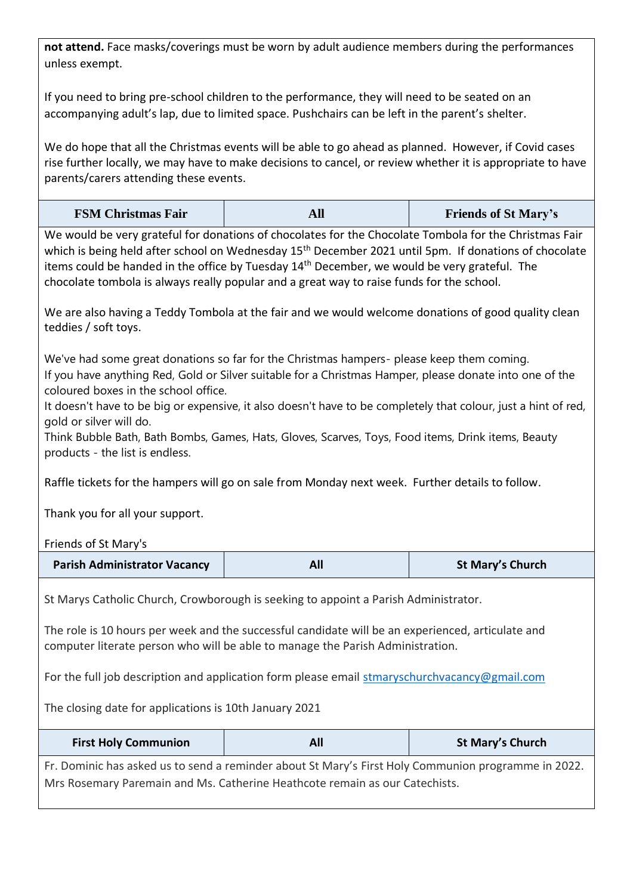**not attend.** Face masks/coverings must be worn by adult audience members during the performances unless exempt.

If you need to bring pre-school children to the performance, they will need to be seated on an accompanying adult's lap, due to limited space. Pushchairs can be left in the parent's shelter.

We do hope that all the Christmas events will be able to go ahead as planned. However, if Covid cases rise further locally, we may have to make decisions to cancel, or review whether it is appropriate to have parents/carers attending these events.

| FSM Christmas Fair | All | Friends of St Mary's |
|---|---|---|

We would be very grateful for donations of chocolates for the Chocolate Tombola for the Christmas Fair which is being held after school on Wednesday 15th December 2021 until 5pm. If donations of chocolate items could be handed in the office by Tuesday 14th December, we would be very grateful. The chocolate tombola is always really popular and a great way to raise funds for the school.

We are also having a Teddy Tombola at the fair and we would welcome donations of good quality clean teddies / soft toys.

We've had some great donations so far for the Christmas hampers- please keep them coming.
If you have anything Red, Gold or Silver suitable for a Christmas Hamper, please donate into one of the coloured boxes in the school office.
It doesn't have to be big or expensive, it also doesn't have to be completely that colour, just a hint of red, gold or silver will do.
Think Bubble Bath, Bath Bombs, Games, Hats, Gloves, Scarves, Toys, Food items, Drink items, Beauty products - the list is endless.

Raffle tickets for the hampers will go on sale from Monday next week. Further details to follow.

Thank you for all your support.

Friends of St Mary's

| Parish Administrator Vacancy | All | St Mary's Church |
|---|---|---|

St Marys Catholic Church, Crowborough is seeking to appoint a Parish Administrator.

The role is 10 hours per week and the successful candidate will be an experienced, articulate and computer literate person who will be able to manage the Parish Administration.

For the full job description and application form please email stmaryschurchvacancy@gmail.com

The closing date for applications is 10th January 2021

| First Holy Communion | All | St Mary's Church |
|---|---|---|

Fr. Dominic has asked us to send a reminder about St Mary's First Holy Communion programme in 2022. Mrs Rosemary Paremain and Ms. Catherine Heathcote remain as our Catechists.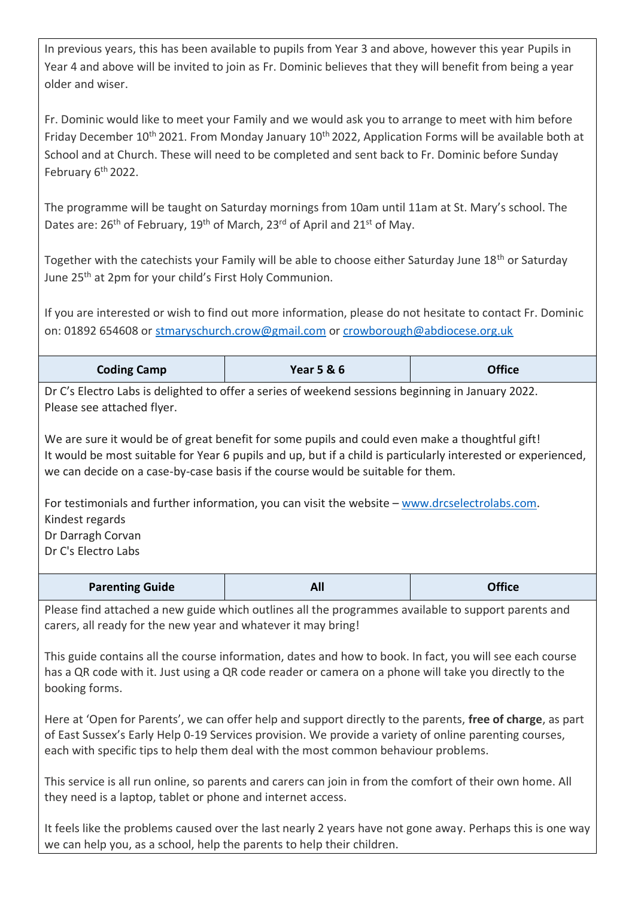In previous years, this has been available to pupils from Year 3 and above, however this year Pupils in Year 4 and above will be invited to join as Fr. Dominic believes that they will benefit from being a year older and wiser.

Fr. Dominic would like to meet your Family and we would ask you to arrange to meet with him before Friday December 10th 2021. From Monday January 10th 2022, Application Forms will be available both at School and at Church. These will need to be completed and sent back to Fr. Dominic before Sunday February 6th 2022.

The programme will be taught on Saturday mornings from 10am until 11am at St. Mary's school. The Dates are: 26th of February, 19th of March, 23rd of April and 21st of May.

Together with the catechists your Family will be able to choose either Saturday June 18th or Saturday June 25th at 2pm for your child's First Holy Communion.

If you are interested or wish to find out more information, please do not hesitate to contact Fr. Dominic on: 01892 654608 or stmaryschurch.crow@gmail.com or crowborough@abdiocese.org.uk

| **Coding Camp** | **Year 5 & 6** | **Office** |
|---|---|---|

Dr C's Electro Labs is delighted to offer a series of weekend sessions beginning in January 2022.
Please see attached flyer.

We are sure it would be of great benefit for some pupils and could even make a thoughtful gift!
It would be most suitable for Year 6 pupils and up, but if a child is particularly interested or experienced, we can decide on a case-by-case basis if the course would be suitable for them.

For testimonials and further information, you can visit the website – www.drcselectrolabs.com.
Kindest regards
Dr Darragh Corvan
Dr C's Electro Labs

| **Parenting Guide** | **All** | **Office** |
|---|---|---|

Please find attached a new guide which outlines all the programmes available to support parents and carers, all ready for the new year and whatever it may bring!

This guide contains all the course information, dates and how to book. In fact, you will see each course has a QR code with it. Just using a QR code reader or camera on a phone will take you directly to the booking forms.

Here at 'Open for Parents', we can offer help and support directly to the parents, **free of charge**, as part of East Sussex's Early Help 0-19 Services provision. We provide a variety of online parenting courses, each with specific tips to help them deal with the most common behaviour problems.

This service is all run online, so parents and carers can join in from the comfort of their own home. All they need is a laptop, tablet or phone and internet access.

It feels like the problems caused over the last nearly 2 years have not gone away. Perhaps this is one way we can help you, as a school, help the parents to help their children.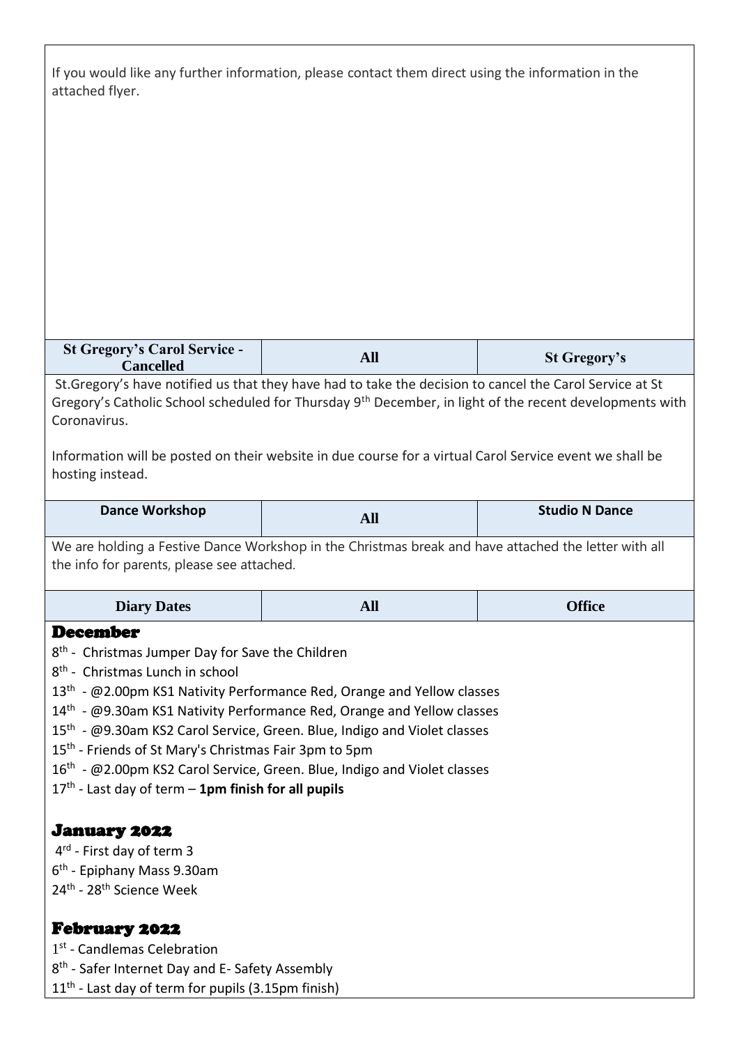If you would like any further information, please contact them direct using the information in the attached flyer.

| St Gregory's Carol Service - Cancelled | All | St Gregory's |
|---|---|---|

St.Gregory's have notified us that they have had to take the decision to cancel the Carol Service at St Gregory's Catholic School scheduled for Thursday 9th December, in light of the recent developments with Coronavirus.

Information will be posted on their website in due course for a virtual Carol Service event we shall be hosting instead.

| Dance Workshop | All | Studio N Dance |
|---|---|---|

We are holding a Festive Dance Workshop in the Christmas break and have attached the letter with all the info for parents, please see attached.

| Diary Dates | All | Office |
|---|---|---|

## December

8th - Christmas Jumper Day for Save the Children
8th - Christmas Lunch in school
13th - @2.00pm KS1 Nativity Performance Red, Orange and Yellow classes
14th - @9.30am KS1 Nativity Performance Red, Orange and Yellow classes
15th - @9.30am KS2 Carol Service, Green. Blue, Indigo and Violet classes
15th - Friends of St Mary's Christmas Fair 3pm to 5pm
16th - @2.00pm KS2 Carol Service, Green. Blue, Indigo and Violet classes
17th - Last day of term – **1pm finish for all pupils**

## January 2022

4rd - First day of term 3
6th - Epiphany Mass 9.30am
24th - 28th Science Week

## February 2022

1st - Candlemas Celebration
8th - Safer Internet Day and E- Safety Assembly
11th - Last day of term for pupils (3.15pm finish)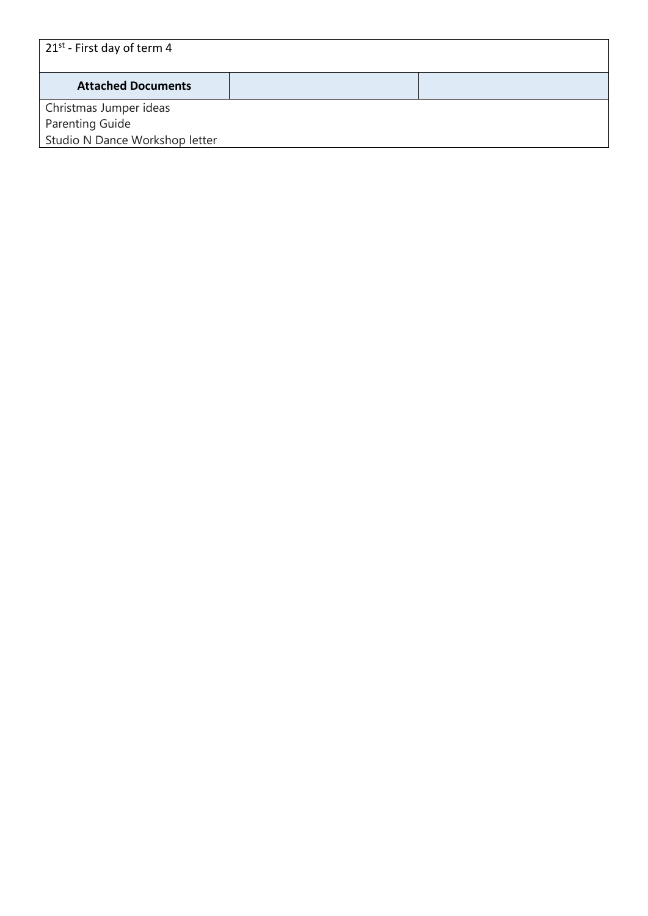| | | |
|---|---|---|
| 21st - First day of term 4 | | |
| **Attached Documents** | | |
| Christmas Jumper ideas<br>Parenting Guide<br>Studio N Dance Workshop letter | | |